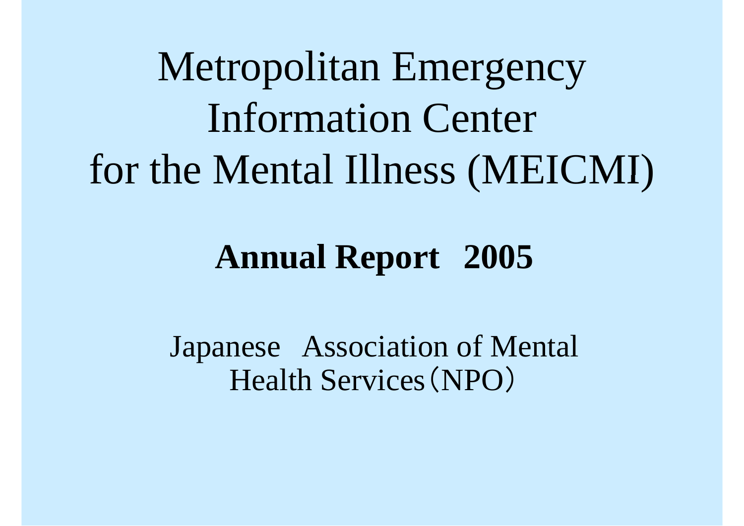# Metropolitan Emergency Information Center for the Mental Illness (MEICMI)

## **Annual Report 2005**

Japanese Association of Mental Health Services（NPO）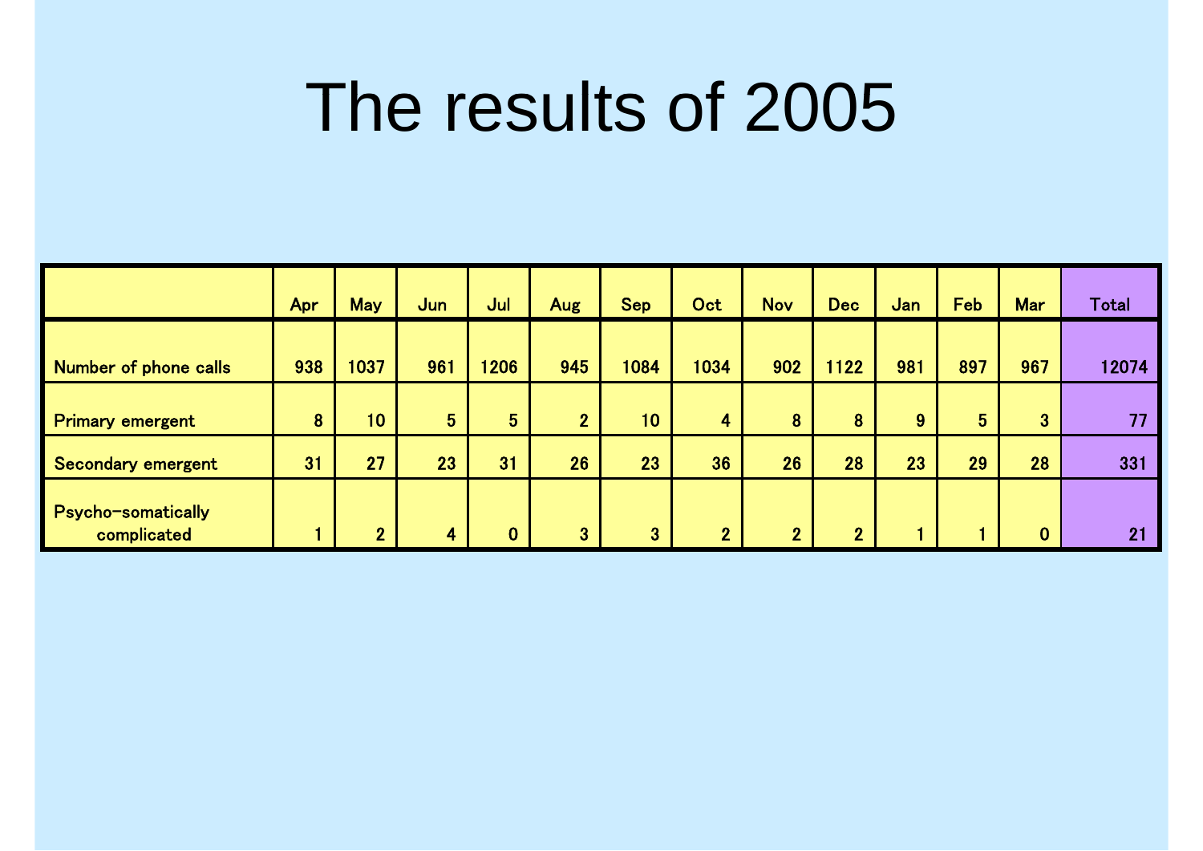# The results of 2005

| | Apr | May | Jun | Jul | Aug | Sep | Oct | Nov | Dec | Jan | Feb | Mar | Total |
|---|---|---|---|---|---|---|---|---|---|---|---|---|---|
| Number of phone calls | 938 | 1037 | 961 | 1206 | 945 | 1084 | 1034 | 902 | 1122 | 981 | 897 | 967 | 12074 |
| Primary emergent | 8 | 10 | 5 | 5 | 2 | 10 | 4 | 8 | 8 | 9 | 5 | 3 | 77 |
| Secondary emergent | 31 | 27 | 23 | 31 | 26 | 23 | 36 | 26 | 28 | 23 | 29 | 28 | 331 |
| Psycho-somatically complicated | 1 | 2 | 4 | 0 | 3 | 3 | 2 | 2 | 2 | 1 | 1 | 0 | 21 |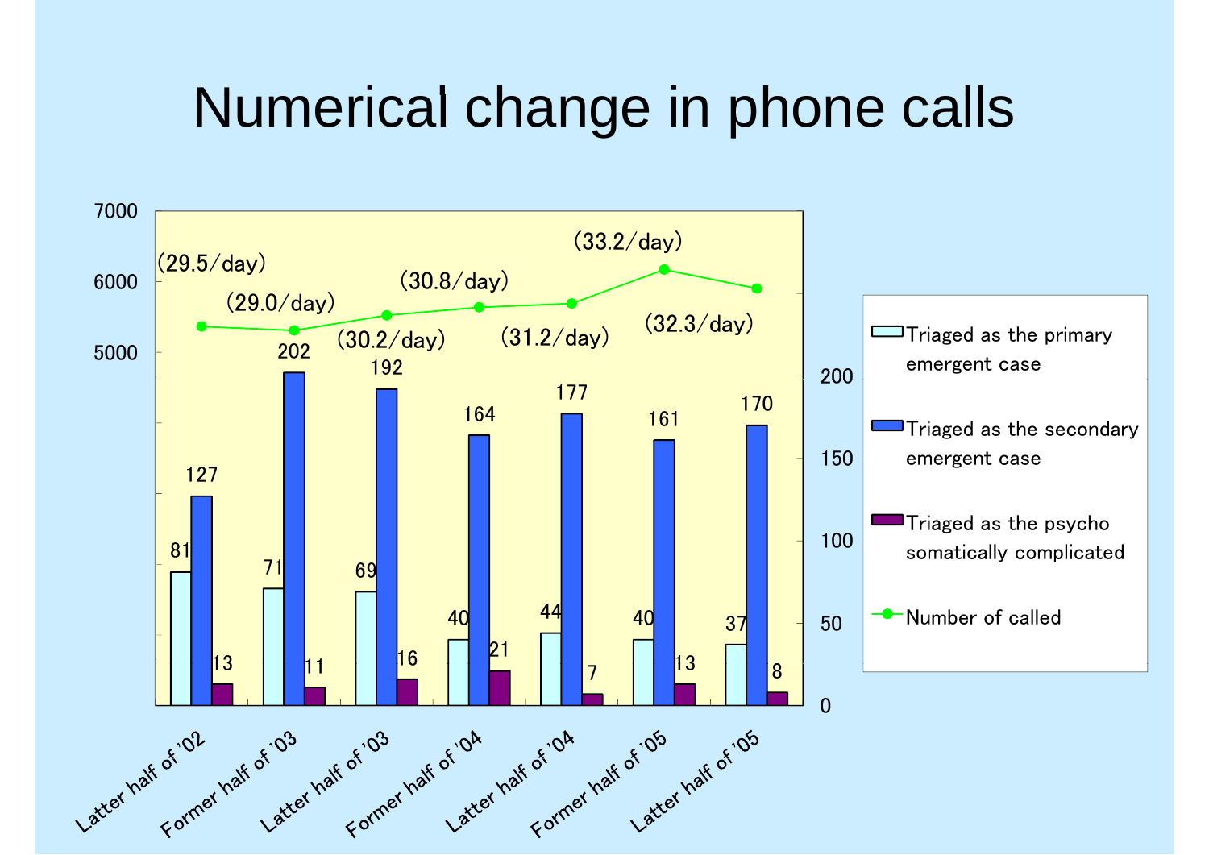# Numerical change in phone calls

| | Latter half of '02 | Former half of '03 | Latter half of '03 | Former half of '04 | Latter half of '04 | Former half of '05 | Latter half of '05 |
|---|---|---|---|---|---|---|---|
| Triaged as the primary emergent case | 81 | 71 | 69 | 40 | 44 | 40 | 37 |
| Triaged as the secondary emergent case | 127 | 202 | 192 | 164 | 177 | 161 | 170 |
| Triaged as the psycho somatically complicated | 13 | 11 | 16 | 21 | 7 | 13 | 8 |
| Number of called | (29.5/day) | (29.0/day) | (30.2/day) | (30.8/day) | (31.2/day) | (33.2/day) | (32.3/day) |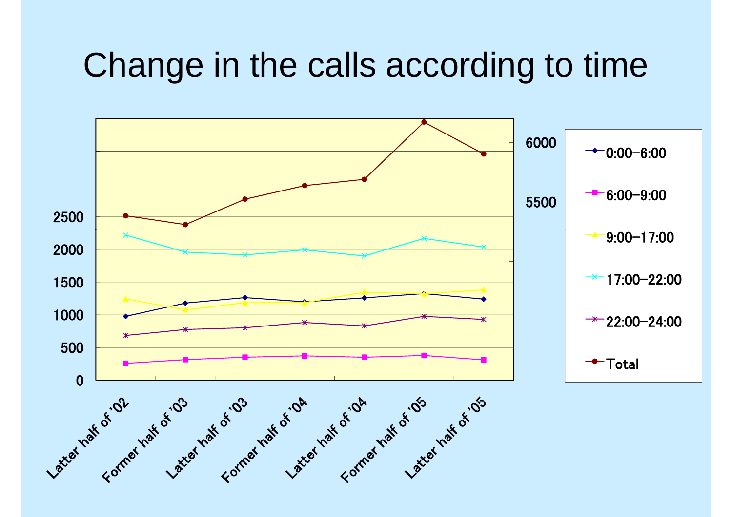# Change in the calls according to time

Left axis: 0, 500, 1000, 1500, 2000, 2500

Right axis: 5500, 6000

Legend: 0:00-6:00, 6:00-9:00, 9:00-17:00, 17:00-22:00, 22:00-24:00, Total

X-axis: Latter half of '02, Former half of '03, Latter half of '03, Former half of '04, Latter half of '04, Former half of '05, Latter half of '05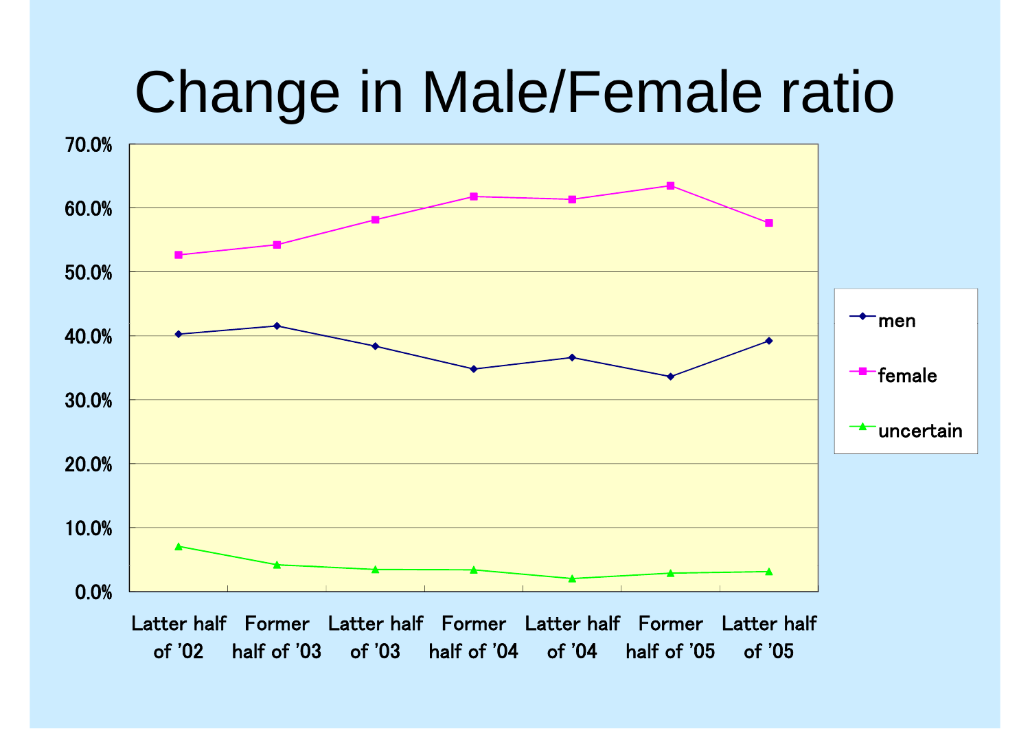# Change in Male/Female ratio

70.0%
60.0%
50.0%
40.0%
30.0%
20.0%
10.0%
0.0%

Latter half of '02 | Former half of '03 | Latter half of '03 | Former half of '04 | Latter half of '04 | Former half of '05 | Latter half of '05

men
female
uncertain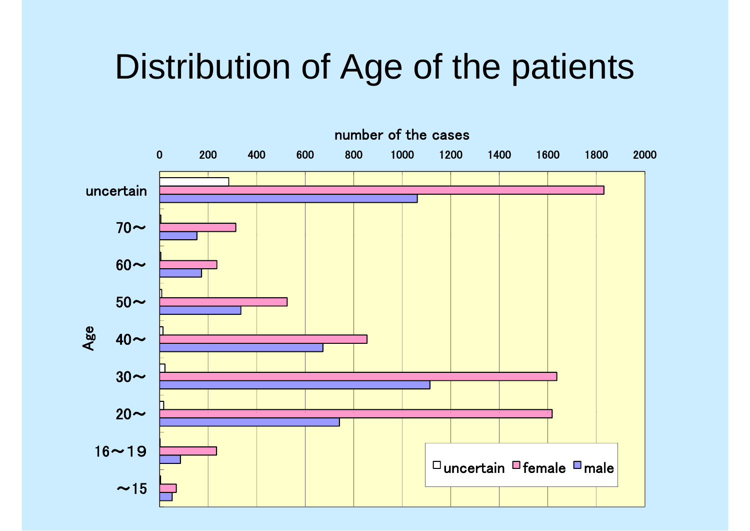# Distribution of Age of the patients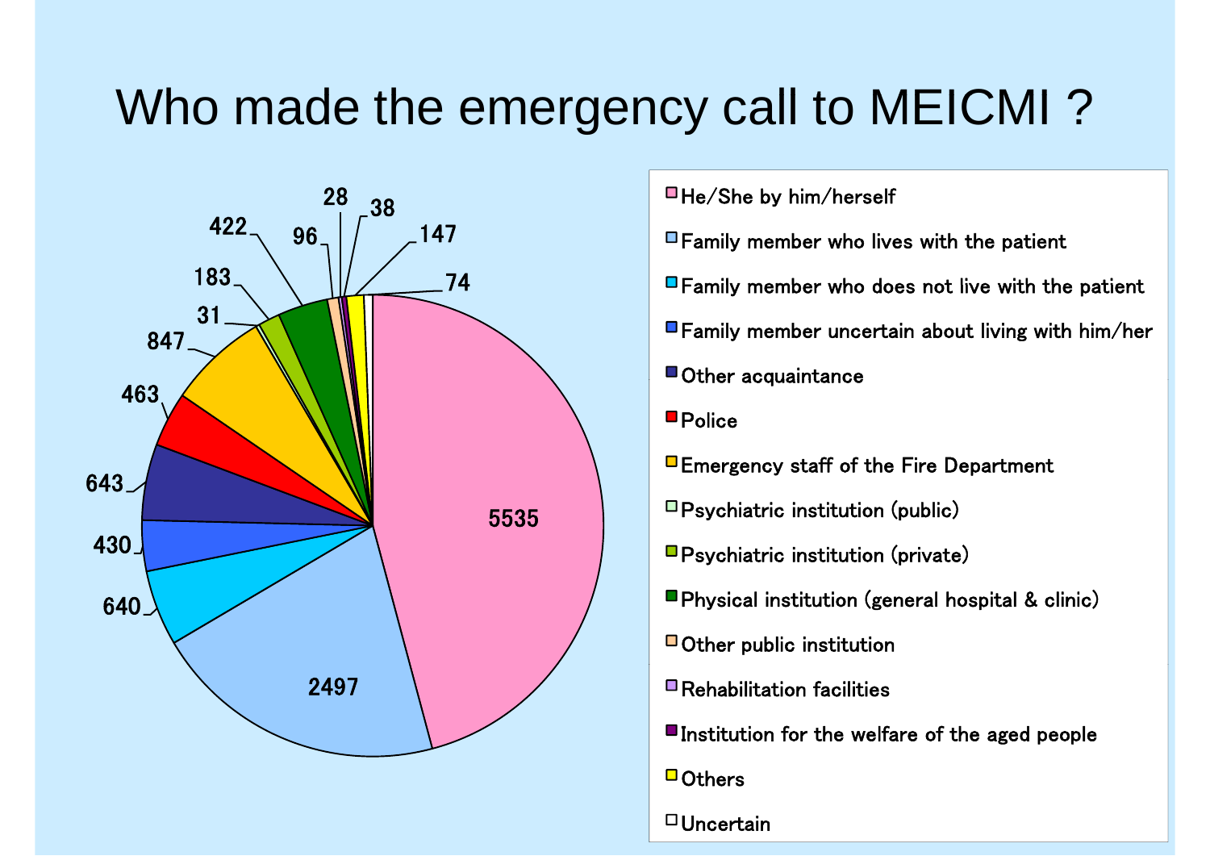# Who made the emergency call to MEICMI ?

| Caller | Number |
|---|---|
| He/She by him/herself | 5535 |
| Family member who lives with the patient | 2497 |
| Family member who does not live with the patient | 640 |
| Family member uncertain about living with him/her | 430 |
| Other acquaintance | 643 |
| Police | 463 |
| Emergency staff of the Fire Department | 847 |
| Psychiatric institution (public) | 31 |
| Psychiatric institution (private) | 183 |
| Physical institution (general hospital & clinic) | 422 |
| Other public institution | 96 |
| Rehabilitation facilities | 28 |
| Institution for the welfare of the aged people | 38 |
| Others | 147 |
| Uncertain | 74 |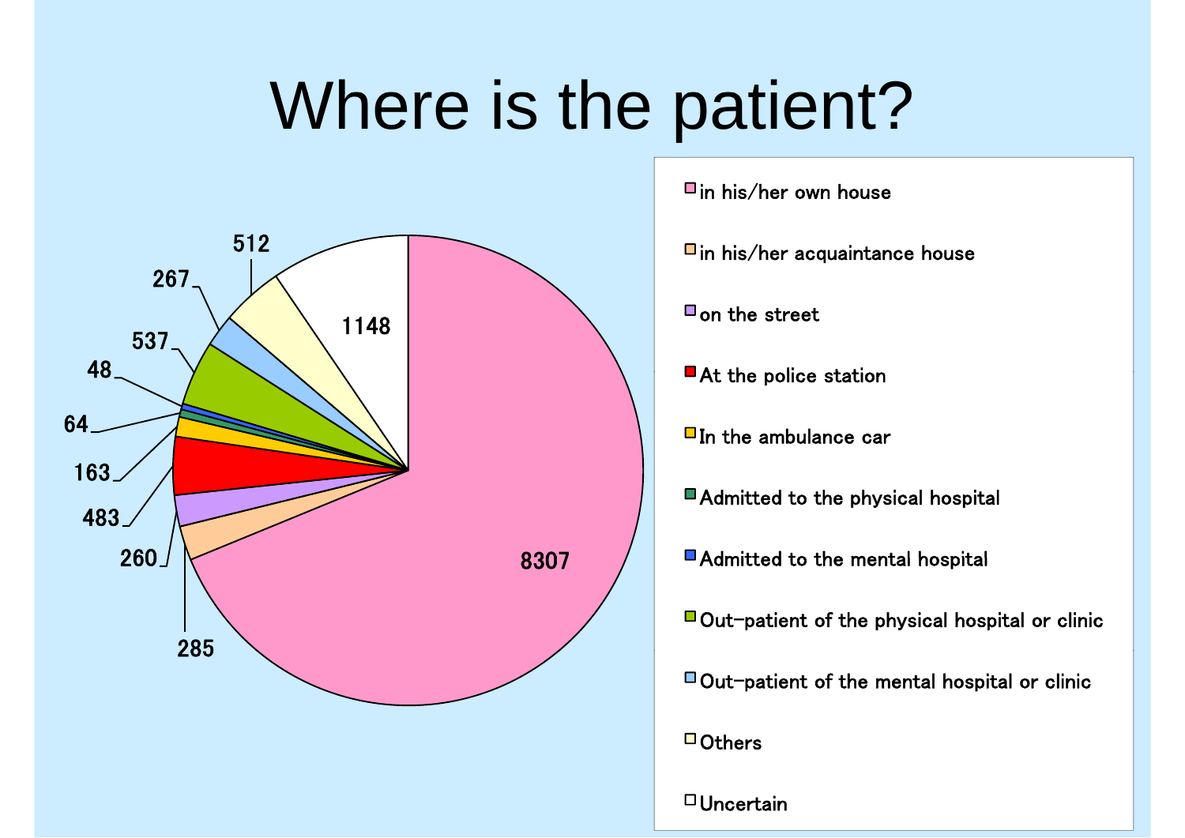# Where is the patient?

| Location | Count |
| --- | --- |
| in his/her own house | 8307 |
| in his/her acquaintance house | 285 |
| on the street | 260 |
| At the police station | 483 |
| In the ambulance car | 163 |
| Admitted to the physical hospital | 64 |
| Admitted to the mental hospital | 48 |
| Out-patient of the physical hospital or clinic | 537 |
| Out-patient of the mental hospital or clinic | 267 |
| Others | 512 |
| Uncertain | 1148 |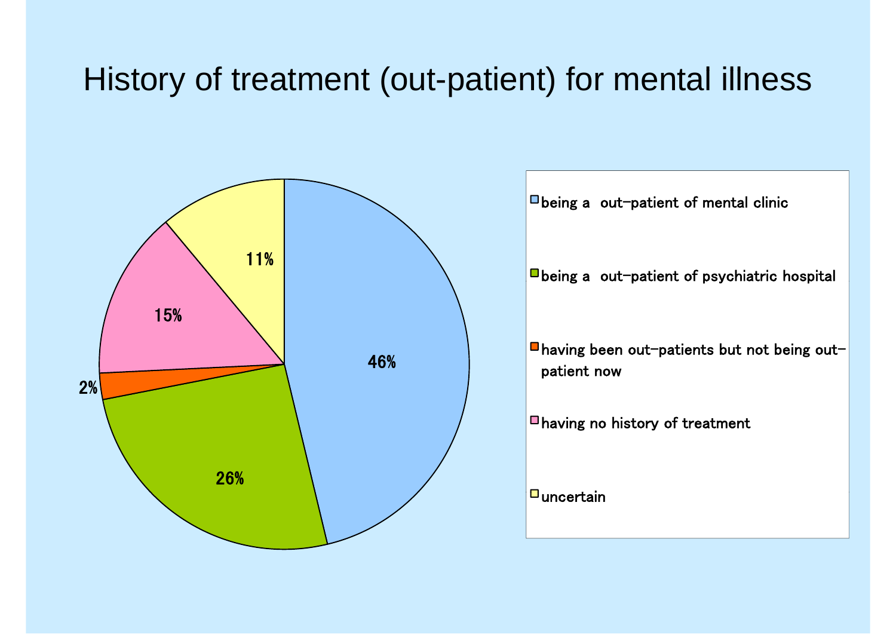# History of treatment (out-patient) for mental illness

| Category | Percentage |
| --- | --- |
| being a out-patient of mental clinic | 46% |
| being a out-patient of psychiatric hospital | 26% |
| having been out-patients but not being out-patient now | 2% |
| having no history of treatment | 15% |
| uncertain | 11% |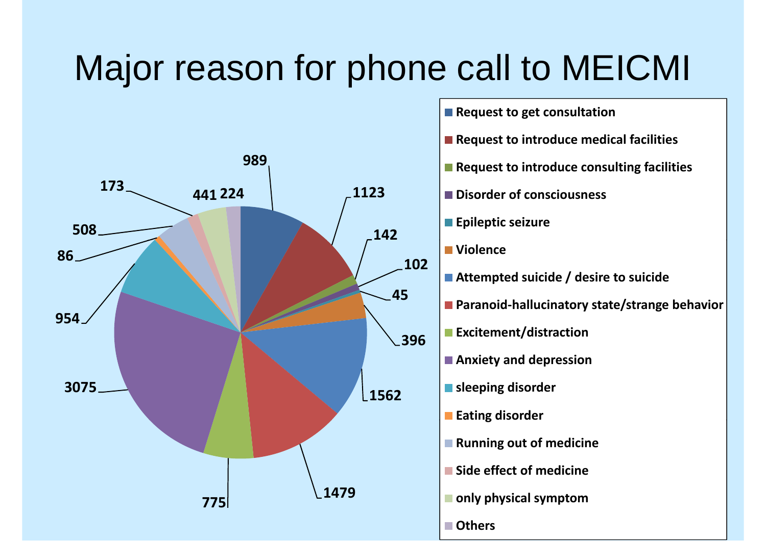# Major reason for phone call to MEICMI

| Reason | Number |
| --- | --- |
| Request to get consultation | 989 |
| Request to introduce medical facilities | 1123 |
| Request to introduce consulting facilities | 142 |
| Disorder of consciousness | 102 |
| Epileptic seizure | 45 |
| Violence | 396 |
| Attempted suicide / desire to suicide | 1562 |
| Paranoid-hallucinatory state/strange behavior | 1479 |
| Excitement/distraction | 775 |
| Anxiety and depression | 3075 |
| sleeping disorder | 954 |
| Eating disorder | 86 |
| Running out of medicine | 508 |
| Side effect of medicine | 173 |
| only physical symptom | 441 |
| Others | 224 |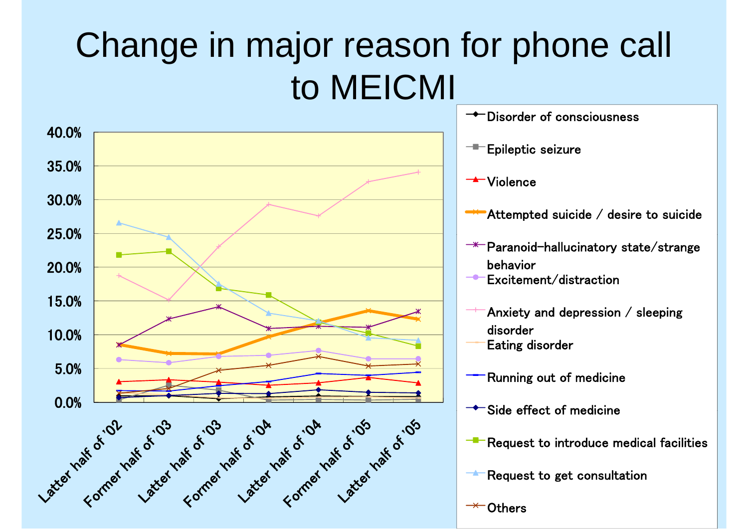# Change in major reason for phone call to MEICMI

40.0%
35.0%
30.0%
25.0%
20.0%
15.0%
10.0%
5.0%
0.0%

Latter half of '02
Former half of '03
Latter half of '03
Former half of '04
Latter half of '04
Former half of '05
Latter half of '05

- Disorder of consciousness
- Epileptic seizure
- Violence
- Attempted suicide / desire to suicide
- Paranoid-hallucinatory state/strange behavior
- Excitement/distraction
- Anxiety and depression / sleeping disorder
- Eating disorder
- Running out of medicine
- Side effect of medicine
- Request to introduce medical facilities
- Request to get consultation
- Others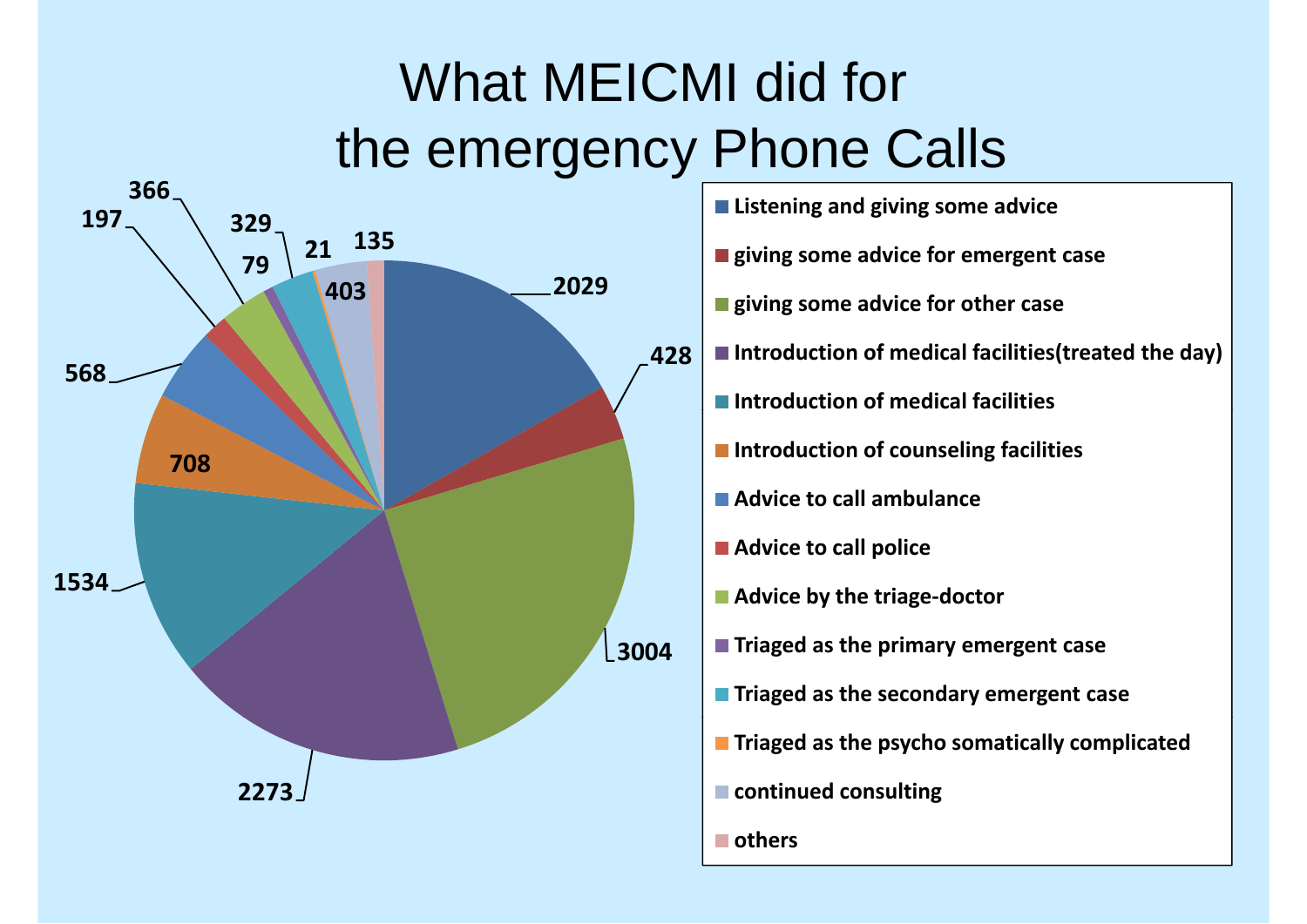# What MEICMI did for the emergency Phone Calls

| Category | Count |
| --- | --- |
| Listening and giving some advice | 2029 |
| giving some advice for emergent case | 428 |
| giving some advice for other case | 3004 |
| Introduction of medical facilities(treated the day) | 2273 |
| Introduction of medical facilities | 1534 |
| Introduction of counseling facilities | 708 |
| Advice to call ambulance | 568 |
| Advice to call police | 197 |
| Advice by the triage-doctor | 366 |
| Triaged as the primary emergent case | 79 |
| Triaged as the secondary emergent case | 329 |
| Triaged as the psycho somatically complicated | 21 |
| continued consulting | 403 |
| others | 135 |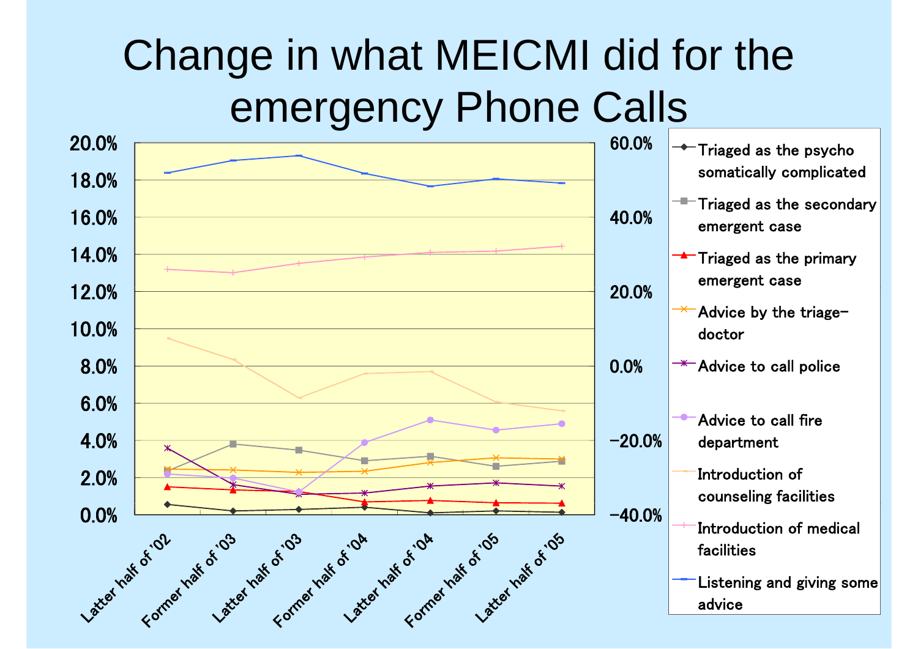# Change in what MEICMI did for the emergency Phone Calls

Left axis: 0.0% – 20.0%; Right axis: −40.0% – 60.0%

X-axis: Latter half of '02, Former half of '03, Latter half of '03, Former half of '04, Latter half of '04, Former half of '05, Latter half of '05

Legend:
- Triaged as the psycho somatically complicated
- Triaged as the secondary emergent case
- Triaged as the primary emergent case
- Advice by the triage-doctor
- Advice to call police
- Advice to call fire department
- Introduction of counseling facilities
- Introduction of medical facilities
- Listening and giving some advice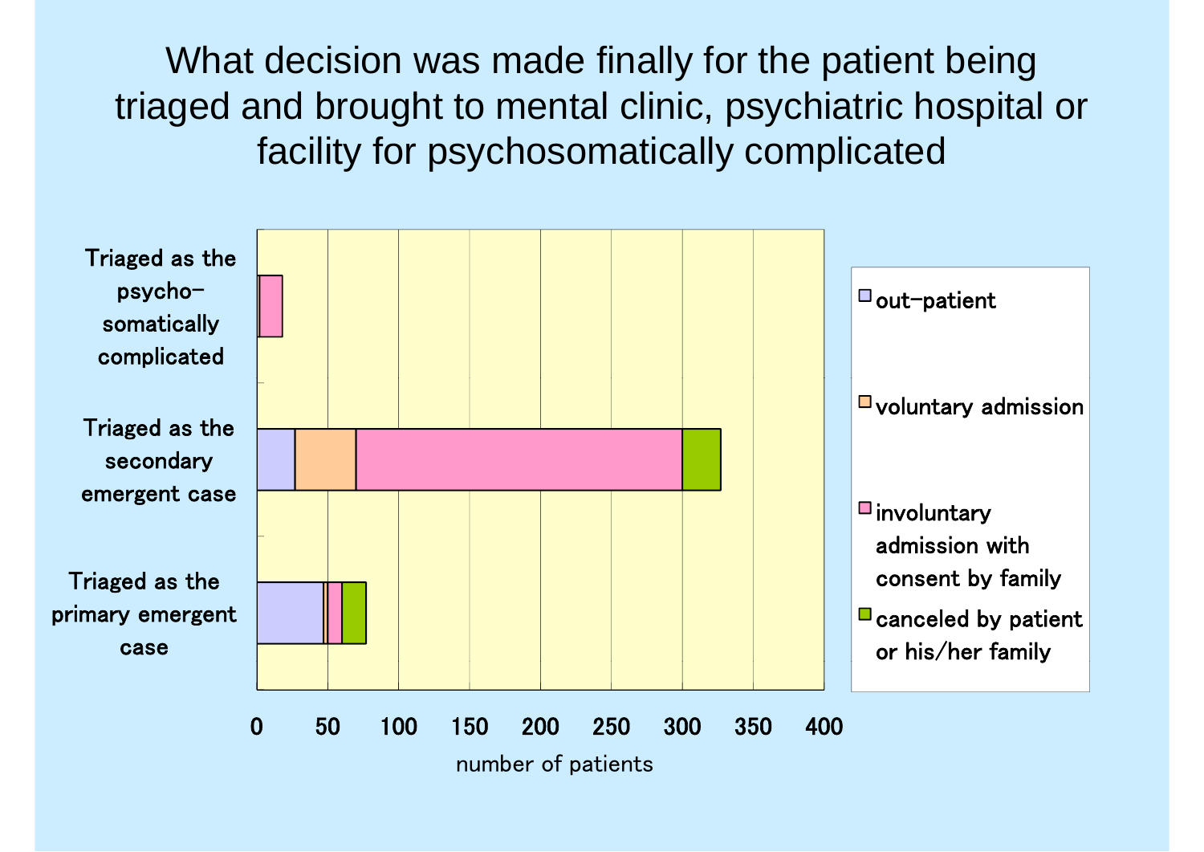# What decision was made finally for the patient being triaged and brought to mental clinic, psychiatric hospital or facility for psychosomatically complicated

Triaged as the psycho-somatically complicated

Triaged as the secondary emergent case

Triaged as the primary emergent case

0 50 100 150 200 250 300 350 400

number of patients

- out-patient
- voluntary admission
- involuntary admission with consent by family
- canceled by patient or his/her family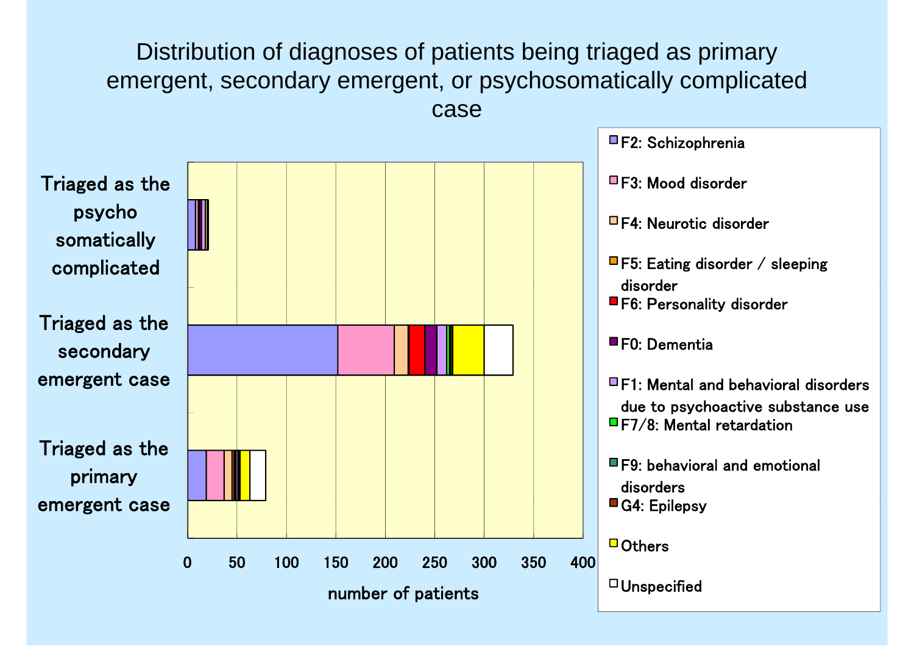# Distribution of diagnoses of patients being triaged as primary emergent, secondary emergent, or psychosomatically complicated case

Triaged as the psycho somatically complicated

Triaged as the secondary emergent case

Triaged as the primary emergent case

0 50 100 150 200 250 300 350 400

number of patients

- F2: Schizophrenia
- F3: Mood disorder
- F4: Neurotic disorder
- F5: Eating disorder / sleeping disorder
- F6: Personality disorder
- F0: Dementia
- F1: Mental and behavioral disorders due to psychoactive substance use
- F7/8: Mental retardation
- F9: behavioral and emotional disorders
- G4: Epilepsy
- Others
- Unspecified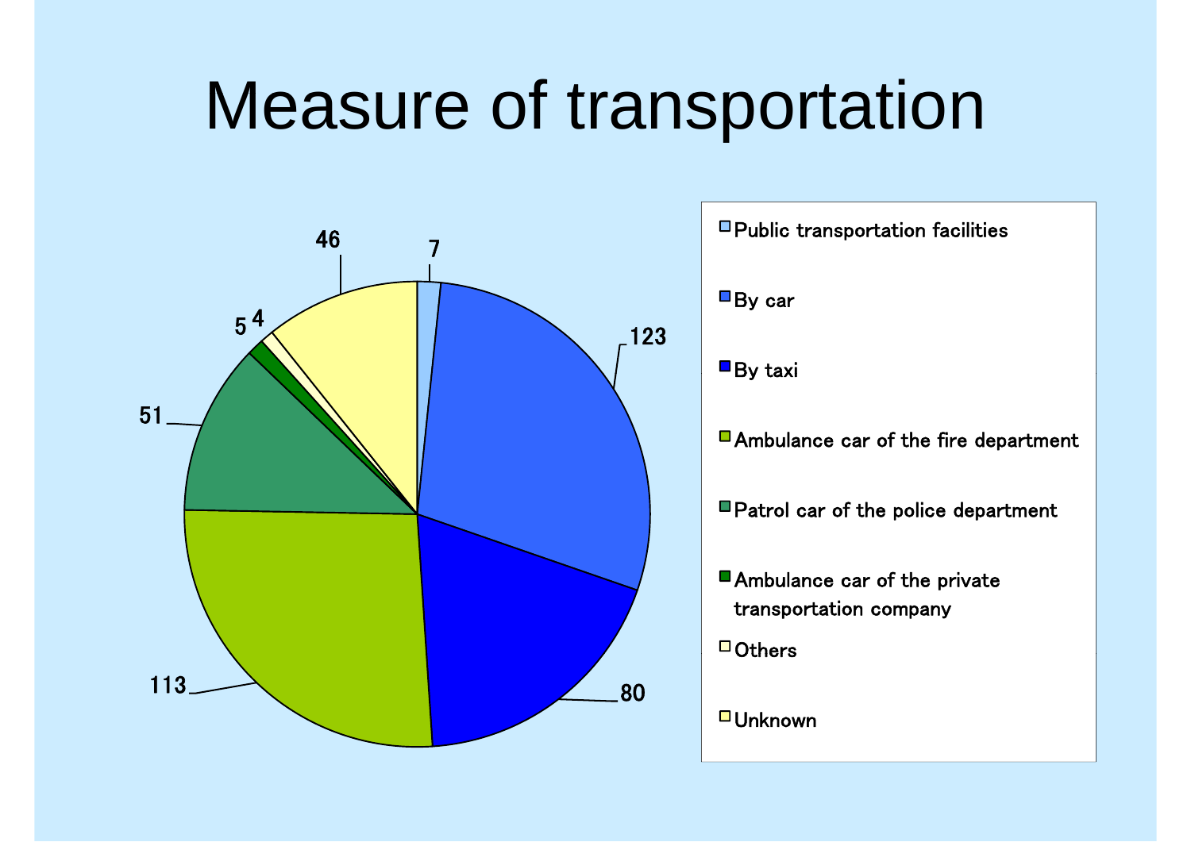# Measure of transportation

| Measure of transportation | Number |
| --- | --- |
| Public transportation facilities | 7 |
| By car | 123 |
| By taxi | 80 |
| Ambulance car of the fire department | 113 |
| Patrol car of the police department | 51 |
| Ambulance car of the private transportation company | 5 |
| Others | 4 |
| Unknown | 46 |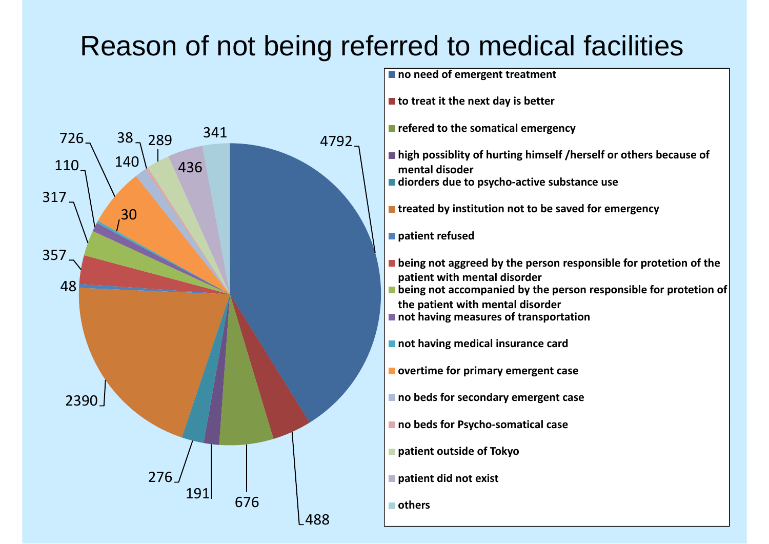# Reason of not being referred to medical facilities

| Reason | Number |
|---|---|
| no need of emergent treatment | 4792 |
| to treat it the next day is better | 488 |
| refered to the somatical emergency | 676 |
| high possiblity of hurting himself /herself or others because of mental disoder | 191 |
| diorders due to psycho-active substance use | 276 |
| treated by institution not to be saved for emergency | 2390 |
| patient refused | 48 |
| being not aggreed by the person responsible for protetion of the patient with mental disorder | 357 |
| being not accompanied by the person responsible for protetion of the patient with mental disorder | 317 |
| not having measures of transportation | 110 |
| not having medical insurance card | 30 |
| overtime for primary emergent case | 726 |
| no beds for secondary emergent case | 140 |
| no beds for Psycho-somatical case | 38 |
| patient outside of Tokyo | 289 |
| patient did not exist | 436 |
| others | 341 |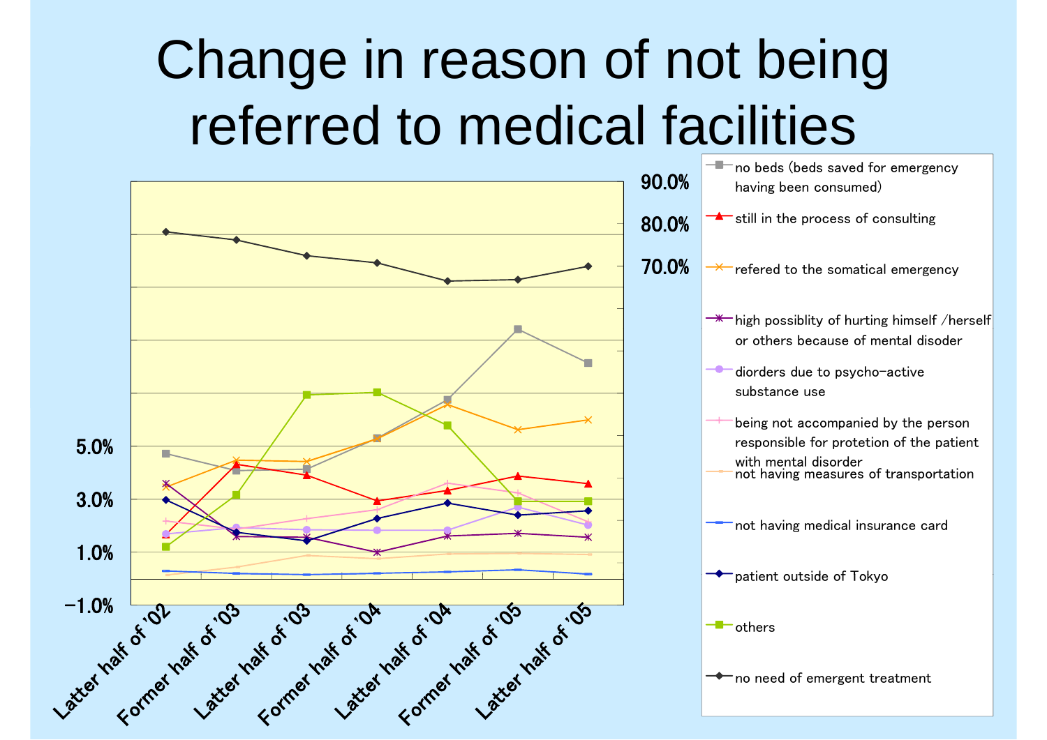# Change in reason of not being referred to medical facilities

90.0%
80.0%
70.0%
5.0%
3.0%
1.0%
−1.0%

Latter half of '02
Former half of '03
Latter half of '03
Former half of '04
Latter half of '04
Former half of '05
Latter half of '05

no beds (beds saved for emergency having been consumed)
still in the process of consulting
refered to the somatical emergency
high possiblity of hurting himself /herself or others because of mental disoder
diorders due to psycho-active substance use
being not accompanied by the person responsible for protetion of the patient with mental disorder
not having measures of transportation
not having medical insurance card
patient outside of Tokyo
others
no need of emergent treatment